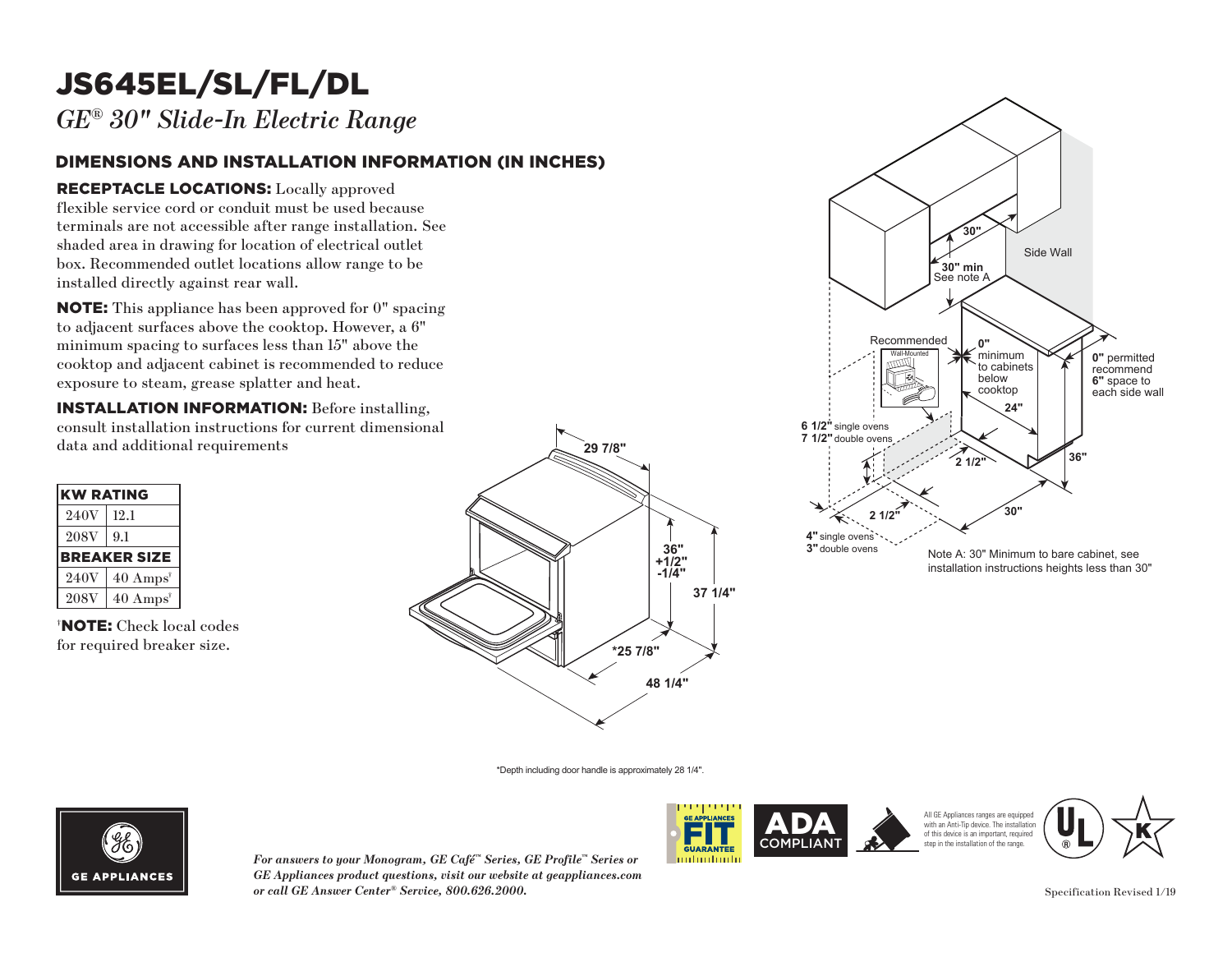# JS645EL/SL/FL/DL

*GE® 30" Slide-In Electric Range*

## DIMENSIONS AND INSTALLATION INFORMATION (IN INCHES)

**RECEPTACLE LOCATIONS:** Locally approved flexible service cord or conduit must be used because terminals are not accessible after range installation. See shaded area in drawing for location of electrical outlet box. Recommended outlet locations allow range to be installed directly against rear wall.

**NOTE:** This appliance has been approved for 0" spacing to adjacent surfaces above the cooktop. However, a 6" minimum spacing to surfaces less than 15" above the cooktop and adjacent cabinet is recommended to reduce exposure to steam, grease splatter and heat.

**INSTALLATION INFORMATION:** Before installing, consult installation instructions for current dimensional data and additional requirements

| KW RATING | |
|---|---|
| 240V | 12.1 |
| 208V | 9.1 |
| **BREAKER SIZE** | |
| 240V | 40 Amps† |
| 208V | 40 Amps† |

†**NOTE:** Check local codes for required breaker size.

29 7/8"

36" +1/2" -1/4"

37 1/4"

*25 7/8"

48 1/4"

30"

30" min
See note A

Side Wall

Recommended
Wall-Mounted

0" minimum to cabinets below cooktop

0" permitted recommend 6" space to each side wall

24"

6 1/2" single ovens
7 1/2" double ovens

2 1/2"

36"

2 1/2"

30"

4" single ovens
3" double ovens

Note A: 30" Minimum to bare cabinet, see installation instructions heights less than 30"

*Depth including door handle is approximately 28 1/4".

*For answers to your Monogram, GE Café™ Series, GE Profile™ Series or GE Appliances product questions, visit our website at geappliances.com or call GE Answer Center® Service, 800.626.2000.*

GE APPLIANCES FIT GUARANTEE

ADA COMPLIANT

All GE Appliances ranges are equipped with an Anti-Tip device. The installation of this device is an important, required step in the installation of the range.

Specification Revised 1/19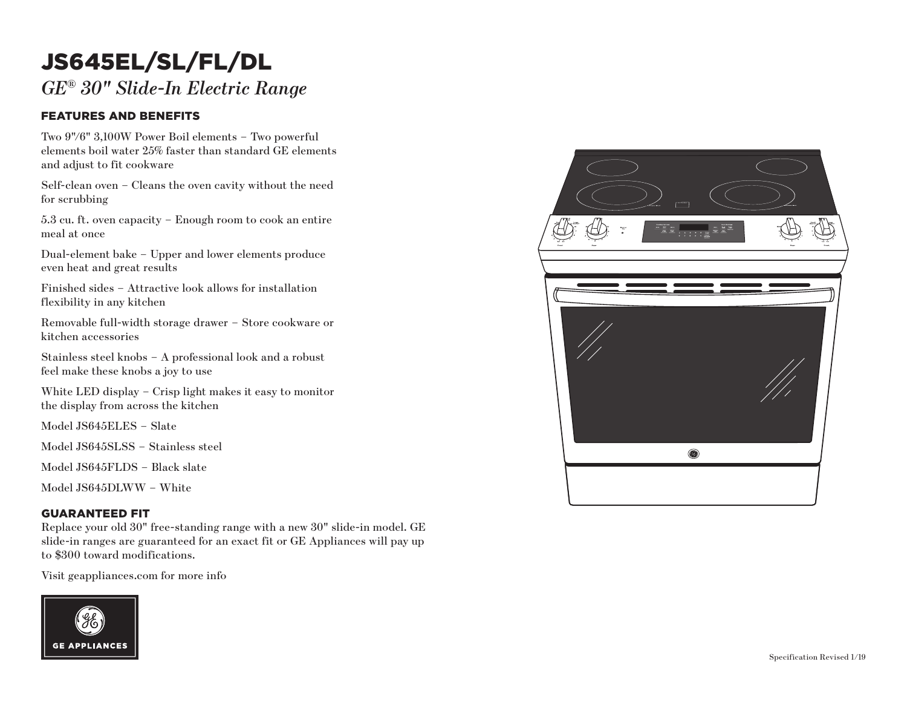# JS645EL/SL/FL/DL

*GE® 30" Slide-In Electric Range*

## FEATURES AND BENEFITS

Two 9"/6" 3,100W Power Boil elements – Two powerful elements boil water 25% faster than standard GE elements and adjust to fit cookware

Self-clean oven – Cleans the oven cavity without the need for scrubbing

5.3 cu. ft. oven capacity – Enough room to cook an entire meal at once

Dual-element bake – Upper and lower elements produce even heat and great results

Finished sides – Attractive look allows for installation flexibility in any kitchen

Removable full-width storage drawer – Store cookware or kitchen accessories

Stainless steel knobs – A professional look and a robust feel make these knobs a joy to use

White LED display – Crisp light makes it easy to monitor the display from across the kitchen

Model JS645ELES – Slate

Model JS645SLSS – Stainless steel

Model JS645FLDS – Black slate

Model JS645DLWW – White

## GUARANTEED FIT

Replace your old 30" free-standing range with a new 30" slide-in model. GE slide-in ranges are guaranteed for an exact fit or GE Appliances will pay up to $300 toward modifications.

Visit geappliances.com for more info

GE APPLIANCES

Specification Revised 1/19